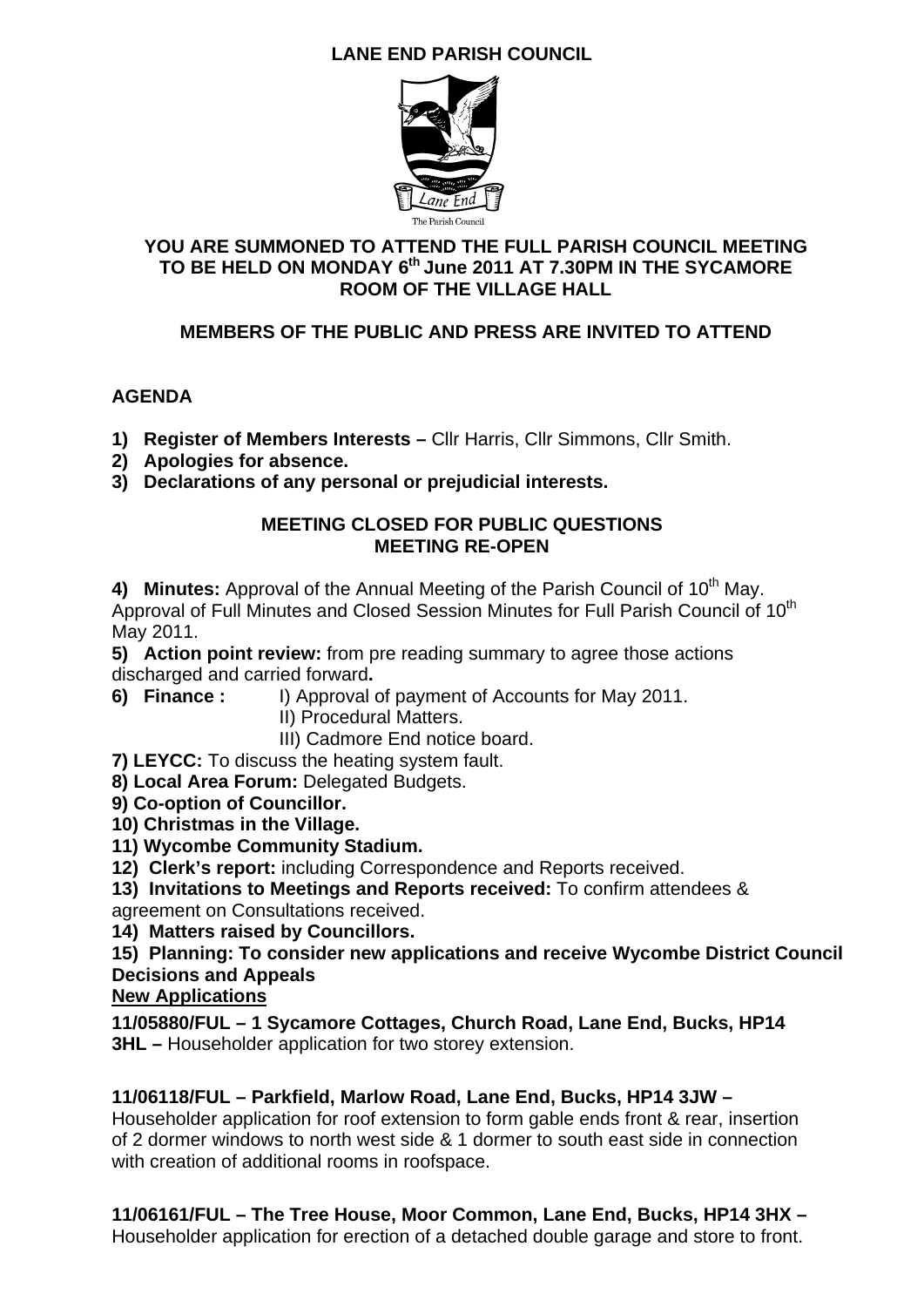# LANE END PARISH COUNCIL

## YOU ARE SUMMONED TO ATTEND THE FULL PARISH COUNCIL MEETING TO BE HELD ON MONDAY 6th June 2011 AT 7.30PM IN THE SYCAMORE ROOM OF THE VILLAGE HALL

### MEMBERS OF THE PUBLIC AND PRESS ARE INVITED TO ATTEND

## AGENDA

1) **Register of Members Interests –** Cllr Harris, Cllr Simmons, Cllr Smith.
2) **Apologies for absence.**
3) **Declarations of any personal or prejudicial interests.**

**MEETING CLOSED FOR PUBLIC QUESTIONS**
**MEETING RE-OPEN**

4) **Minutes:** Approval of the Annual Meeting of the Parish Council of 10th May. Approval of Full Minutes and Closed Session Minutes for Full Parish Council of 10th May 2011.
5) **Action point review:** from pre reading summary to agree those actions discharged and carried forward**.**
6) **Finance :** I) Approval of payment of Accounts for May 2011.
   II) Procedural Matters.
   III) Cadmore End notice board.
7) **LEYCC:** To discuss the heating system fault.
8) **Local Area Forum:** Delegated Budgets.
9) **Co-option of Councillor.**
10) **Christmas in the Village.**
11) **Wycombe Community Stadium.**
12) **Clerk's report:** including Correspondence and Reports received.
13) **Invitations to Meetings and Reports received:** To confirm attendees & agreement on Consultations received.
14) **Matters raised by Councillors.**
15) **Planning: To consider new applications and receive Wycombe District Council Decisions and Appeals**

**New Applications**

**11/05880/FUL – 1 Sycamore Cottages, Church Road, Lane End, Bucks, HP14 3HL –** Householder application for two storey extension.

**11/06118/FUL – Parkfield, Marlow Road, Lane End, Bucks, HP14 3JW –** Householder application for roof extension to form gable ends front & rear, insertion of 2 dormer windows to north west side & 1 dormer to south east side in connection with creation of additional rooms in roofspace.

**11/06161/FUL – The Tree House, Moor Common, Lane End, Bucks, HP14 3HX –** Householder application for erection of a detached double garage and store to front.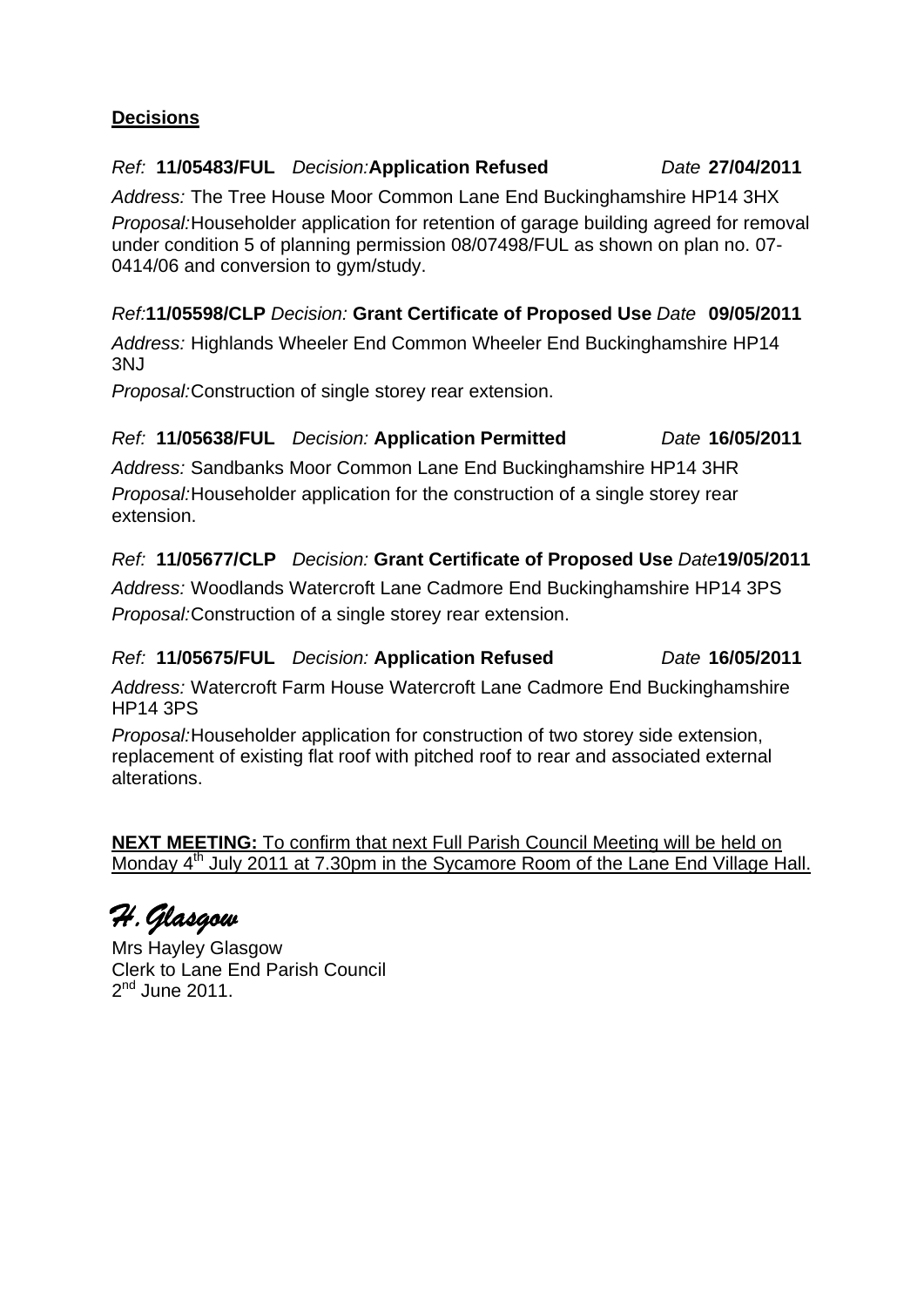**Decisions**

*Ref:* **11/05483/FUL** *Decision:* **Application Refused** *Date* **27/04/2011**

*Address:* The Tree House Moor Common Lane End Buckinghamshire HP14 3HX

*Proposal:* Householder application for retention of garage building agreed for removal under condition 5 of planning permission 08/07498/FUL as shown on plan no. 07-0414/06 and conversion to gym/study.

*Ref:* **11/05598/CLP** *Decision:* **Grant Certificate of Proposed Use** *Date* **09/05/2011**

*Address:* Highlands Wheeler End Common Wheeler End Buckinghamshire HP14 3NJ

*Proposal:* Construction of single storey rear extension.

*Ref:* **11/05638/FUL** *Decision:* **Application Permitted** *Date* **16/05/2011**

*Address:* Sandbanks Moor Common Lane End Buckinghamshire HP14 3HR

*Proposal:* Householder application for the construction of a single storey rear extension.

*Ref:* **11/05677/CLP** *Decision:* **Grant Certificate of Proposed Use** *Date* **19/05/2011**

*Address:* Woodlands Watercroft Lane Cadmore End Buckinghamshire HP14 3PS

*Proposal:* Construction of a single storey rear extension.

*Ref:* **11/05675/FUL** *Decision:* **Application Refused** *Date* **16/05/2011**

*Address:* Watercroft Farm House Watercroft Lane Cadmore End Buckinghamshire HP14 3PS

*Proposal:* Householder application for construction of two storey side extension, replacement of existing flat roof with pitched roof to rear and associated external alterations.

**NEXT MEETING:** To confirm that next Full Parish Council Meeting will be held on Monday 4th July 2011 at 7.30pm in the Sycamore Room of the Lane End Village Hall.

*H. Glasgow*

Mrs Hayley Glasgow
Clerk to Lane End Parish Council
2nd June 2011.